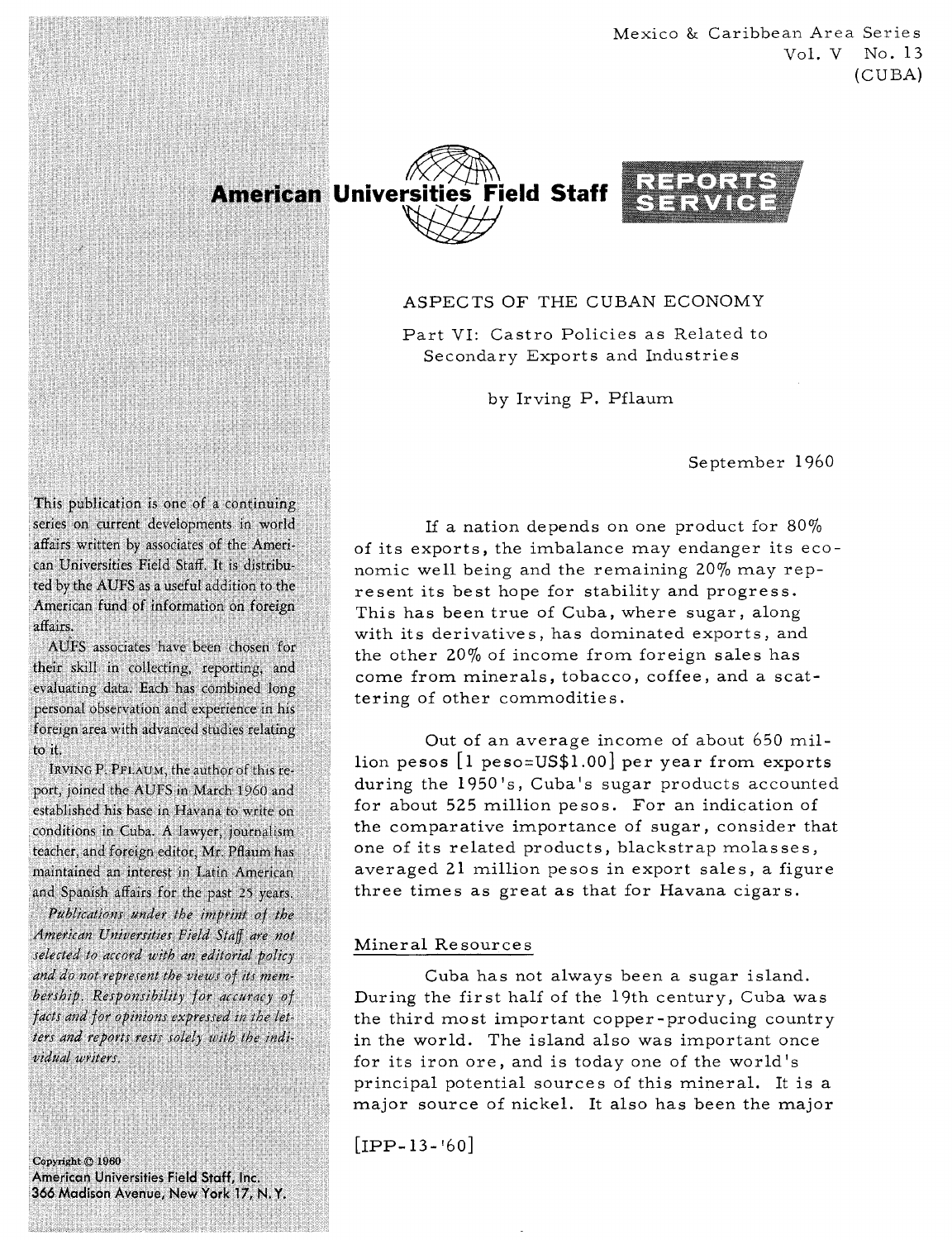Mexico & Caribbean Area Series
Vol. V No. 13
(CUBA)

**American Universities Field Staff** REPORTS SERVICE

# ASPECTS OF THE CUBAN ECONOMY

## Part VI: Castro Policies as Related to Secondary Exports and Industries

by Irving P. Pflaum

September 1960

This publication is one of a continuing series on current developments in world affairs written by associates of the American Universities Field Staff. It is distributed by the AUFS as a useful addition to the American fund of information on foreign affairs.

AUFS associates have been chosen for their skill in collecting, reporting, and evaluating data. Each has combined long personal observation and experience in his foreign area with advanced studies relating to it.

IRVING P. PFLAUM, the author of this report, joined the AUFS in March 1960 and established his base in Havana to write on conditions in Cuba. A lawyer, journalism teacher, and foreign editor, Mr. Pflaum has maintained an interest in Latin American and Spanish affairs for the past 25 years.

*Publications under the imprint of the American Universities Field Staff are not selected to accord with an editorial policy and do not represent the views of its membership. Responsibility for accuracy of facts and for opinions expressed in the letters and reports rests solely with the individual writers.*

Copyright © 1960
American Universities Field Staff, Inc.
366 Madison Avenue, New York 17, N. Y.

If a nation depends on one product for 80% of its exports, the imbalance may endanger its economic well being and the remaining 20% may represent its best hope for stability and progress. This has been true of Cuba, where sugar, along with its derivatives, has dominated exports, and the other 20% of income from foreign sales has come from minerals, tobacco, coffee, and a scattering of other commodities.

Out of an average income of about 650 million pesos [1 peso=US$1.00] per year from exports during the 1950's, Cuba's sugar products accounted for about 525 million pesos. For an indication of the comparative importance of sugar, consider that one of its related products, blackstrap molasses, averaged 21 million pesos in export sales, a figure three times as great as that for Havana cigars.

### Mineral Resources

Cuba has not always been a sugar island. During the first half of the 19th century, Cuba was the third most important copper-producing country in the world. The island also was important once for its iron ore, and is today one of the world's principal potential sources of this mineral. It is a major source of nickel. It also has been the major

[IPP-13-'60]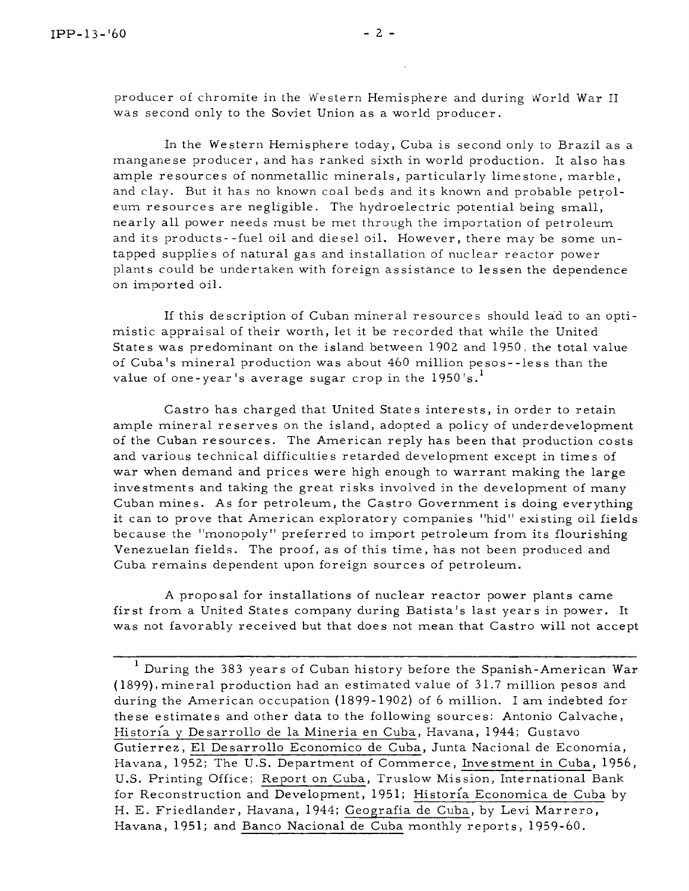producer of chromite in the Western Hemisphere and during World War II was second only to the Soviet Union as a world producer.

In the Western Hemisphere today, Cuba is second only to Brazil as a manganese producer, and has ranked sixth in world production. It also has ample resources of nonmetallic minerals, particularly limestone, marble, and clay. But it has no known coal beds and its known and probable petroleum resources are negligible. The hydroelectric potential being small, nearly all power needs must be met through the importation of petroleum and its products--fuel oil and diesel oil. However, there may be some untapped supplies of natural gas and installation of nuclear reactor power plants could be undertaken with foreign assistance to lessen the dependence on imported oil.

If this description of Cuban mineral resources should lead to an optimistic appraisal of their worth, let it be recorded that while the United States was predominant on the island between 1902 and 1950, the total value of Cuba's mineral production was about 460 million pesos--less than the value of one-year's average sugar crop in the 1950's.[1]

Castro has charged that United States interests, in order to retain ample mineral reserves on the island, adopted a policy of underdevelopment of the Cuban resources. The American reply has been that production costs and various technical difficulties retarded development except in times of war when demand and prices were high enough to warrant making the large investments and taking the great risks involved in the development of many Cuban mines. As for petroleum, the Castro Government is doing everything it can to prove that American exploratory companies "hid" existing oil fields because the "monopoly" preferred to import petroleum from its flourishing Venezuelan fields. The proof, as of this time, has not been produced and Cuba remains dependent upon foreign sources of petroleum.

A proposal for installations of nuclear reactor power plants came first from a United States company during Batista's last years in power. It was not favorably received but that does not mean that Castro will not accept

---

[1] During the 383 years of Cuban history before the Spanish-American War (1899), mineral production had an estimated value of 31.7 million pesos and during the American occupation (1899-1902) of 6 million. I am indebted for these estimates and other data to the following sources: Antonio Calvache, Historía y Desarrollo de la Mineria en Cuba, Havana, 1944; Gustavo Gutierrez, El Desarrollo Economico de Cuba, Junta Nacional de Economia, Havana, 1952; The U.S. Department of Commerce, Investment in Cuba, 1956, U.S. Printing Office; Report on Cuba, Truslow Mission, International Bank for Reconstruction and Development, 1951; Historía Economica de Cuba by H. E. Friedlander, Havana, 1944; Geografia de Cuba, by Levi Marrero, Havana, 1951; and Banco Nacional de Cuba monthly reports, 1959-60.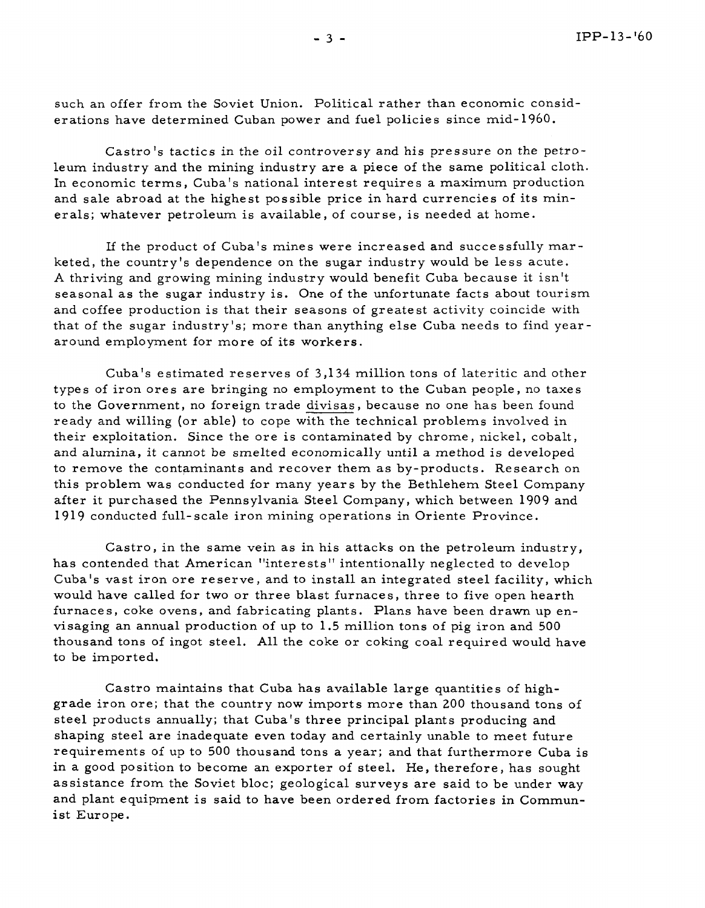such an offer from the Soviet Union. Political rather than economic considerations have determined Cuban power and fuel policies since mid-1960.

Castro's tactics in the oil controversy and his pressure on the petroleum industry and the mining industry are a piece of the same political cloth. In economic terms, Cuba's national interest requires a maximum production and sale abroad at the highest possible price in hard currencies of its minerals; whatever petroleum is available, of course, is needed at home.

If the product of Cuba's mines were increased and successfully marketed, the country's dependence on the sugar industry would be less acute. A thriving and growing mining industry would benefit Cuba because it isn't seasonal as the sugar industry is. One of the unfortunate facts about tourism and coffee production is that their seasons of greatest activity coincide with that of the sugar industry's; more than anything else Cuba needs to find year-around employment for more of its workers.

Cuba's estimated reserves of 3,134 million tons of lateritic and other types of iron ores are bringing no employment to the Cuban people, no taxes to the Government, no foreign trade divisas, because no one has been found ready and willing (or able) to cope with the technical problems involved in their exploitation. Since the ore is contaminated by chrome, nickel, cobalt, and alumina, it cannot be smelted economically until a method is developed to remove the contaminants and recover them as by-products. Research on this problem was conducted for many years by the Bethlehem Steel Company after it purchased the Pennsylvania Steel Company, which between 1909 and 1919 conducted full-scale iron mining operations in Oriente Province.

Castro, in the same vein as in his attacks on the petroleum industry, has contended that American "interests" intentionally neglected to develop Cuba's vast iron ore reserve, and to install an integrated steel facility, which would have called for two or three blast furnaces, three to five open hearth furnaces, coke ovens, and fabricating plants. Plans have been drawn up envisaging an annual production of up to 1.5 million tons of pig iron and 500 thousand tons of ingot steel. All the coke or coking coal required would have to be imported.

Castro maintains that Cuba has available large quantities of high-grade iron ore; that the country now imports more than 200 thousand tons of steel products annually; that Cuba's three principal plants producing and shaping steel are inadequate even today and certainly unable to meet future requirements of up to 500 thousand tons a year; and that furthermore Cuba is in a good position to become an exporter of steel. He, therefore, has sought assistance from the Soviet bloc; geological surveys are said to be under way and plant equipment is said to have been ordered from factories in Communist Europe.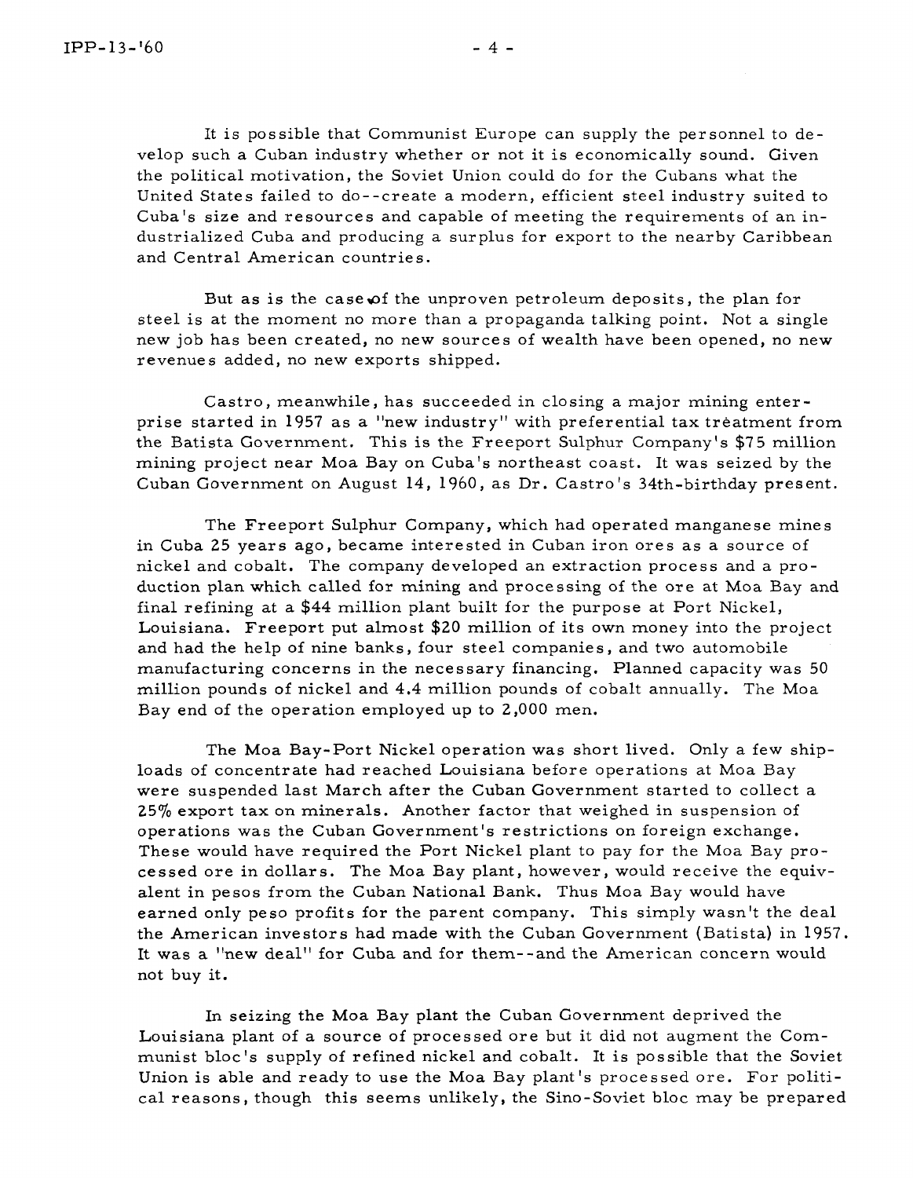It is possible that Communist Europe can supply the personnel to develop such a Cuban industry whether or not it is economically sound. Given the political motivation, the Soviet Union could do for the Cubans what the United States failed to do--create a modern, efficient steel industry suited to Cuba's size and resources and capable of meeting the requirements of an industrialized Cuba and producing a surplus for export to the nearby Caribbean and Central American countries.

But as is the case of the unproven petroleum deposits, the plan for steel is at the moment no more than a propaganda talking point. Not a single new job has been created, no new sources of wealth have been opened, no new revenues added, no new exports shipped.

Castro, meanwhile, has succeeded in closing a major mining enterprise started in 1957 as a "new industry" with preferential tax treatment from the Batista Government. This is the Freeport Sulphur Company's $75 million mining project near Moa Bay on Cuba's northeast coast. It was seized by the Cuban Government on August 14, 1960, as Dr. Castro's 34th-birthday present.

The Freeport Sulphur Company, which had operated manganese mines in Cuba 25 years ago, became interested in Cuban iron ores as a source of nickel and cobalt. The company developed an extraction process and a production plan which called for mining and processing of the ore at Moa Bay and final refining at a $44 million plant built for the purpose at Port Nickel, Louisiana. Freeport put almost $20 million of its own money into the project and had the help of nine banks, four steel companies, and two automobile manufacturing concerns in the necessary financing. Planned capacity was 50 million pounds of nickel and 4.4 million pounds of cobalt annually. The Moa Bay end of the operation employed up to 2,000 men.

The Moa Bay-Port Nickel operation was short lived. Only a few shiploads of concentrate had reached Louisiana before operations at Moa Bay were suspended last March after the Cuban Government started to collect a 25% export tax on minerals. Another factor that weighed in suspension of operations was the Cuban Government's restrictions on foreign exchange. These would have required the Port Nickel plant to pay for the Moa Bay processed ore in dollars. The Moa Bay plant, however, would receive the equivalent in pesos from the Cuban National Bank. Thus Moa Bay would have earned only peso profits for the parent company. This simply wasn't the deal the American investors had made with the Cuban Government (Batista) in 1957. It was a "new deal" for Cuba and for them--and the American concern would not buy it.

In seizing the Moa Bay plant the Cuban Government deprived the Louisiana plant of a source of processed ore but it did not augment the Communist bloc's supply of refined nickel and cobalt. It is possible that the Soviet Union is able and ready to use the Moa Bay plant's processed ore. For political reasons, though this seems unlikely, the Sino-Soviet bloc may be prepared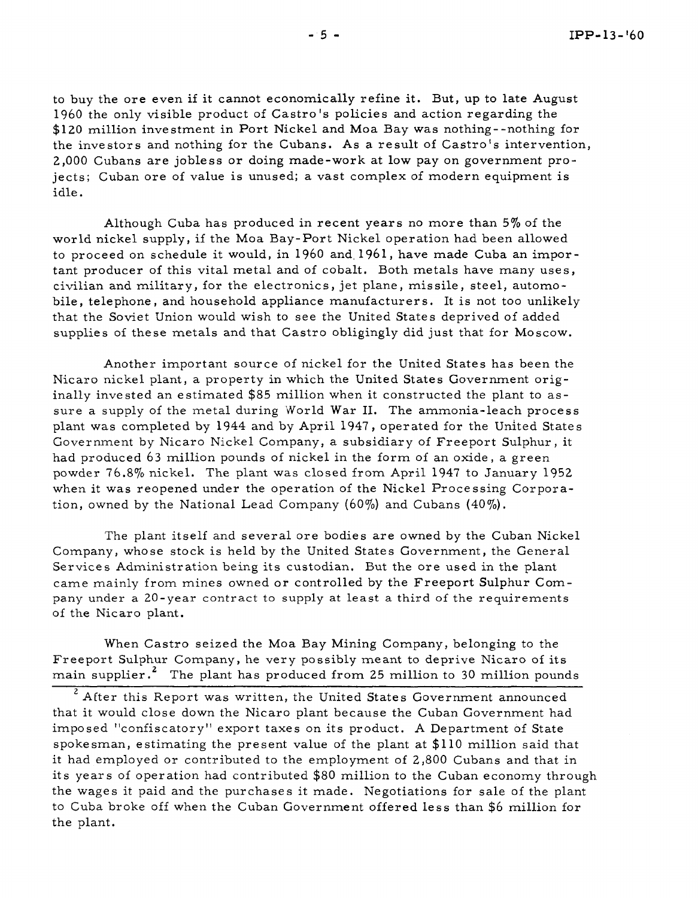to buy the ore even if it cannot economically refine it. But, up to late August 1960 the only visible product of Castro's policies and action regarding the $120 million investment in Port Nickel and Moa Bay was nothing--nothing for the investors and nothing for the Cubans. As a result of Castro's intervention, 2,000 Cubans are jobless or doing made-work at low pay on government projects; Cuban ore of value is unused; a vast complex of modern equipment is idle.

Although Cuba has produced in recent years no more than 5% of the world nickel supply, if the Moa Bay-Port Nickel operation had been allowed to proceed on schedule it would, in 1960 and 1961, have made Cuba an important producer of this vital metal and of cobalt. Both metals have many uses, civilian and military, for the electronics, jet plane, missile, steel, automobile, telephone, and household appliance manufacturers. It is not too unlikely that the Soviet Union would wish to see the United States deprived of added supplies of these metals and that Castro obligingly did just that for Moscow.

Another important source of nickel for the United States has been the Nicaro nickel plant, a property in which the United States Government originally invested an estimated $85 million when it constructed the plant to assure a supply of the metal during World War II. The ammonia-leach process plant was completed by 1944 and by April 1947, operated for the United States Government by Nicaro Nickel Company, a subsidiary of Freeport Sulphur, it had produced 63 million pounds of nickel in the form of an oxide, a green powder 76.8% nickel. The plant was closed from April 1947 to January 1952 when it was reopened under the operation of the Nickel Processing Corporation, owned by the National Lead Company (60%) and Cubans (40%).

The plant itself and several ore bodies are owned by the Cuban Nickel Company, whose stock is held by the United States Government, the General Services Administration being its custodian. But the ore used in the plant came mainly from mines owned or controlled by the Freeport Sulphur Company under a 20-year contract to supply at least a third of the requirements of the Nicaro plant.

When Castro seized the Moa Bay Mining Company, belonging to the Freeport Sulphur Company, he very possibly meant to deprive Nicaro of its main supplier.[2] The plant has produced from 25 million to 30 million pounds

---

[2] After this Report was written, the United States Government announced that it would close down the Nicaro plant because the Cuban Government had imposed "confiscatory" export taxes on its product. A Department of State spokesman, estimating the present value of the plant at $110 million said that it had employed or contributed to the employment of 2,800 Cubans and that in its years of operation had contributed $80 million to the Cuban economy through the wages it paid and the purchases it made. Negotiations for sale of the plant to Cuba broke off when the Cuban Government offered less than $6 million for the plant.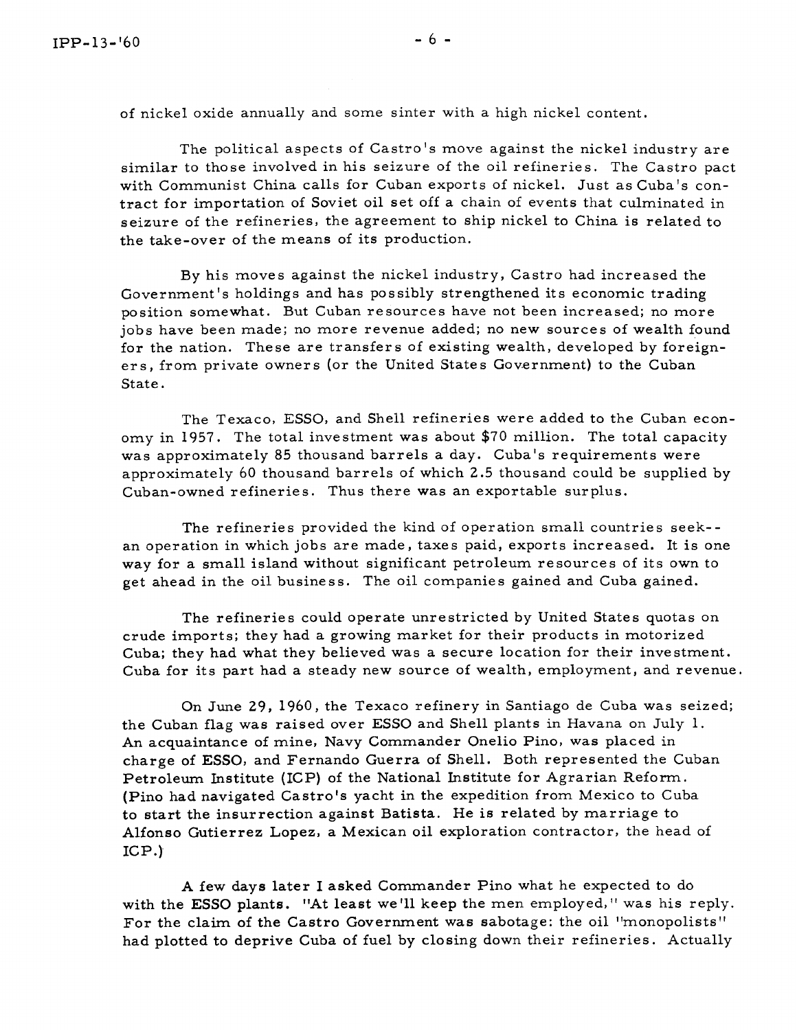of nickel oxide annually and some sinter with a high nickel content.

The political aspects of Castro's move against the nickel industry are similar to those involved in his seizure of the oil refineries. The Castro pact with Communist China calls for Cuban exports of nickel. Just as Cuba's contract for importation of Soviet oil set off a chain of events that culminated in seizure of the refineries, the agreement to ship nickel to China is related to the take-over of the means of its production.

By his moves against the nickel industry, Castro had increased the Government's holdings and has possibly strengthened its economic trading position somewhat. But Cuban resources have not been increased; no more jobs have been made; no more revenue added; no new sources of wealth found for the nation. These are transfers of existing wealth, developed by foreigners, from private owners (or the United States Government) to the Cuban State.

The Texaco, ESSO, and Shell refineries were added to the Cuban economy in 1957. The total investment was about $70 million. The total capacity was approximately 85 thousand barrels a day. Cuba's requirements were approximately 60 thousand barrels of which 2.5 thousand could be supplied by Cuban-owned refineries. Thus there was an exportable surplus.

The refineries provided the kind of operation small countries seek--an operation in which jobs are made, taxes paid, exports increased. It is one way for a small island without significant petroleum resources of its own to get ahead in the oil business. The oil companies gained and Cuba gained.

The refineries could operate unrestricted by United States quotas on crude imports; they had a growing market for their products in motorized Cuba; they had what they believed was a secure location for their investment. Cuba for its part had a steady new source of wealth, employment, and revenue.

On June 29, 1960, the Texaco refinery in Santiago de Cuba was seized; the Cuban flag was raised over ESSO and Shell plants in Havana on July 1. An acquaintance of mine, Navy Commander Onelio Pino, was placed in charge of ESSO, and Fernando Guerra of Shell. Both represented the Cuban Petroleum Institute (ICP) of the National Institute for Agrarian Reform. (Pino had navigated Castro's yacht in the expedition from Mexico to Cuba to start the insurrection against Batista. He is related by marriage to Alfonso Gutierrez Lopez, a Mexican oil exploration contractor, the head of ICP.)

A few days later I asked Commander Pino what he expected to do with the ESSO plants. "At least we'll keep the men employed," was his reply. For the claim of the Castro Government was sabotage: the oil "monopolists" had plotted to deprive Cuba of fuel by closing down their refineries. Actually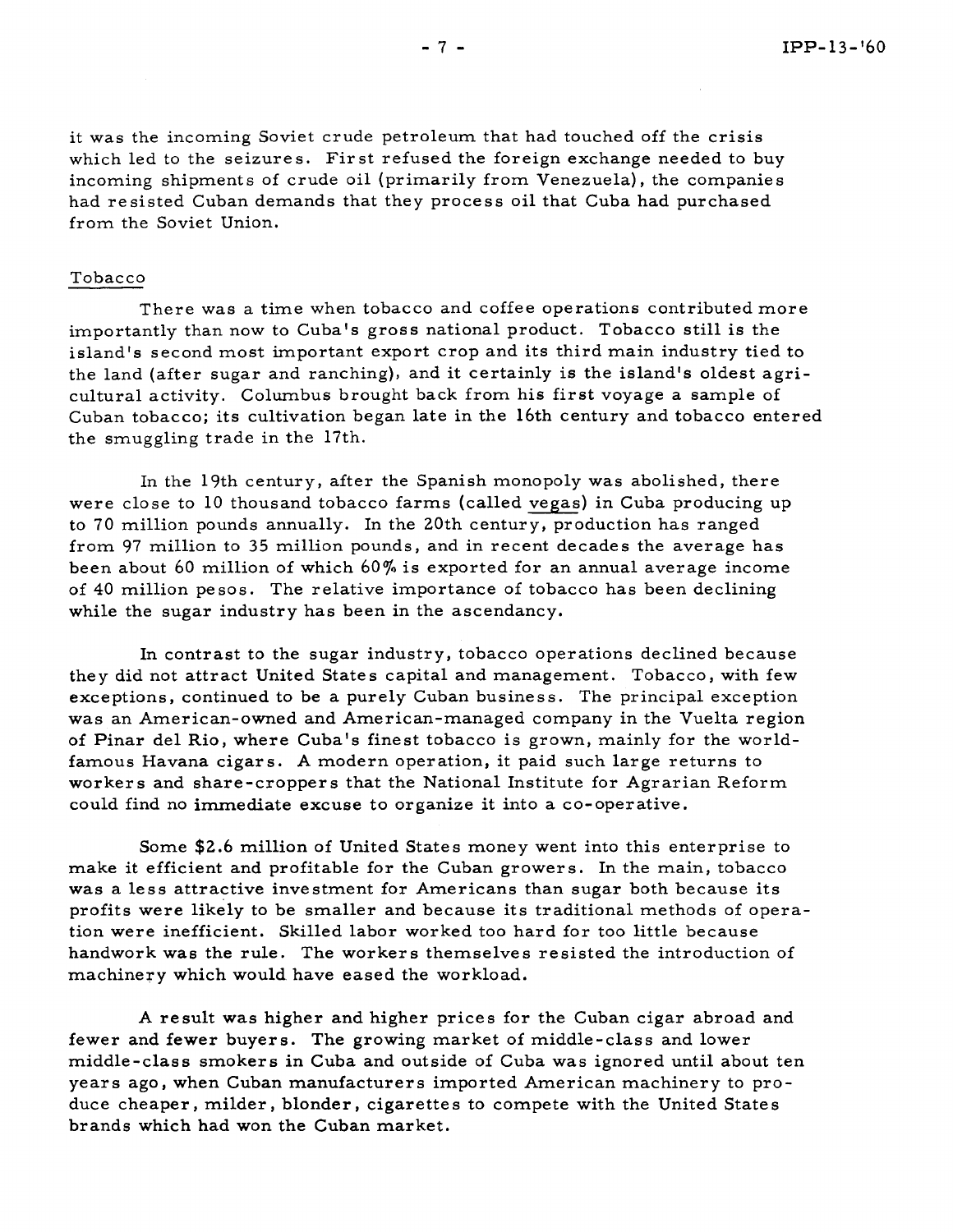it was the incoming Soviet crude petroleum that had touched off the crisis which led to the seizures. First refused the foreign exchange needed to buy incoming shipments of crude oil (primarily from Venezuela), the companies had resisted Cuban demands that they process oil that Cuba had purchased from the Soviet Union.

## Tobacco

There was a time when tobacco and coffee operations contributed more importantly than now to Cuba's gross national product. Tobacco still is the island's second most important export crop and its third main industry tied to the land (after sugar and ranching), and it certainly is the island's oldest agricultural activity. Columbus brought back from his first voyage a sample of Cuban tobacco; its cultivation began late in the 16th century and tobacco entered the smuggling trade in the 17th.

In the 19th century, after the Spanish monopoly was abolished, there were close to 10 thousand tobacco farms (called vegas) in Cuba producing up to 70 million pounds annually. In the 20th century, production has ranged from 97 million to 35 million pounds, and in recent decades the average has been about 60 million of which 60% is exported for an annual average income of 40 million pesos. The relative importance of tobacco has been declining while the sugar industry has been in the ascendancy.

In contrast to the sugar industry, tobacco operations declined because they did not attract United States capital and management. Tobacco, with few exceptions, continued to be a purely Cuban business. The principal exception was an American-owned and American-managed company in the Vuelta region of Pinar del Rio, where Cuba's finest tobacco is grown, mainly for the world-famous Havana cigars. A modern operation, it paid such large returns to workers and share-croppers that the National Institute for Agrarian Reform could find no immediate excuse to organize it into a co-operative.

Some $2.6 million of United States money went into this enterprise to make it efficient and profitable for the Cuban growers. In the main, tobacco was a less attractive investment for Americans than sugar both because its profits were likely to be smaller and because its traditional methods of operation were inefficient. Skilled labor worked too hard for too little because handwork was the rule. The workers themselves resisted the introduction of machinery which would have eased the workload.

A result was higher and higher prices for the Cuban cigar abroad and fewer and fewer buyers. The growing market of middle-class and lower middle-class smokers in Cuba and outside of Cuba was ignored until about ten years ago, when Cuban manufacturers imported American machinery to produce cheaper, milder, blonder, cigarettes to compete with the United States brands which had won the Cuban market.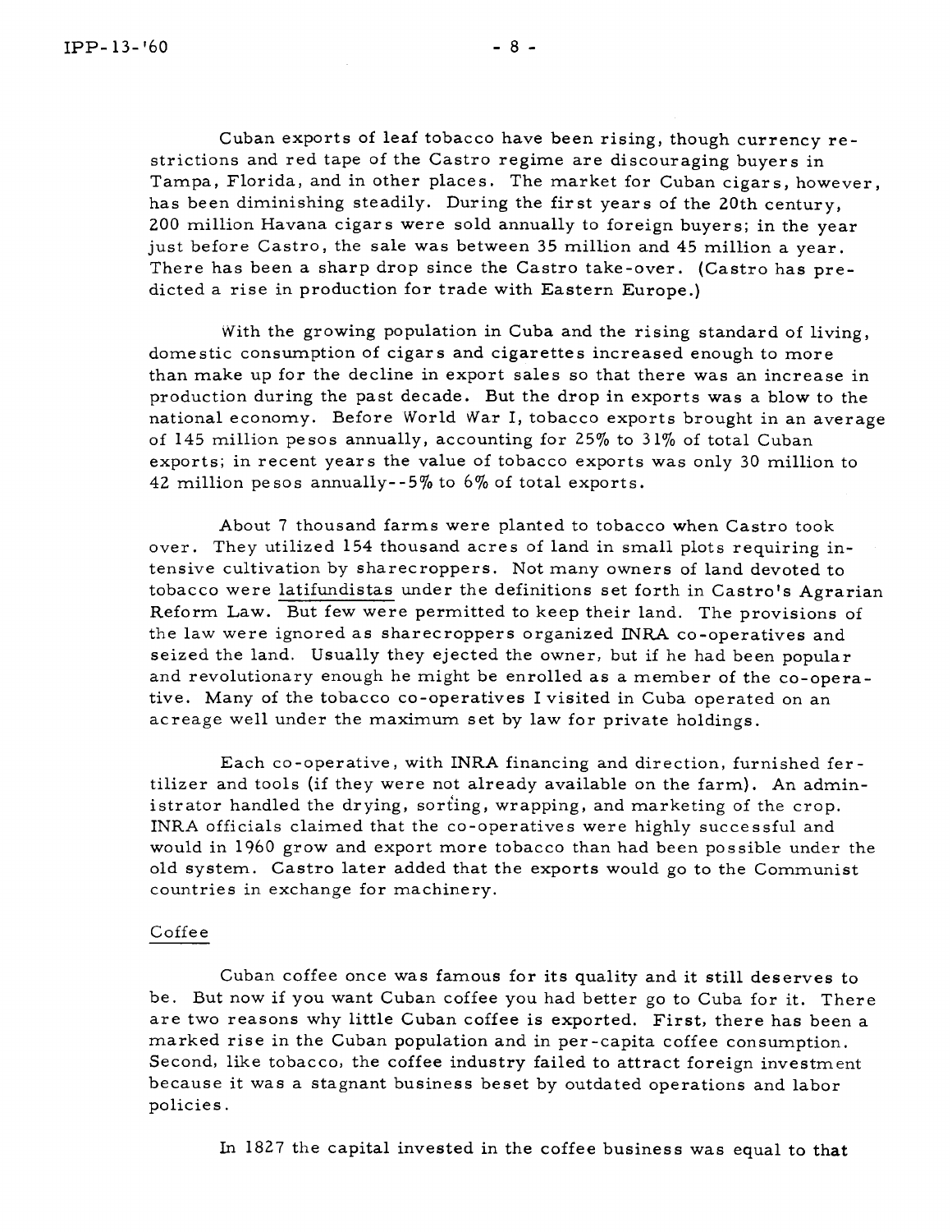Cuban exports of leaf tobacco have been rising, though currency restrictions and red tape of the Castro regime are discouraging buyers in Tampa, Florida, and in other places. The market for Cuban cigars, however, has been diminishing steadily. During the first years of the 20th century, 200 million Havana cigars were sold annually to foreign buyers; in the year just before Castro, the sale was between 35 million and 45 million a year. There has been a sharp drop since the Castro take-over. (Castro has predicted a rise in production for trade with Eastern Europe.)

With the growing population in Cuba and the rising standard of living, domestic consumption of cigars and cigarettes increased enough to more than make up for the decline in export sales so that there was an increase in production during the past decade. But the drop in exports was a blow to the national economy. Before World War I, tobacco exports brought in an average of 145 million pesos annually, accounting for 25% to 31% of total Cuban exports; in recent years the value of tobacco exports was only 30 million to 42 million pesos annually--5% to 6% of total exports.

About 7 thousand farms were planted to tobacco when Castro took over. They utilized 154 thousand acres of land in small plots requiring intensive cultivation by sharecroppers. Not many owners of land devoted to tobacco were <u>latifundistas</u> under the definitions set forth in Castro's Agrarian Reform Law. But few were permitted to keep their land. The provisions of the law were ignored as sharecroppers organized INRA co-operatives and seized the land. Usually they ejected the owner, but if he had been popular and revolutionary enough he might be enrolled as a member of the co-operative. Many of the tobacco co-operatives I visited in Cuba operated on an acreage well under the maximum set by law for private holdings.

Each co-operative, with INRA financing and direction, furnished fertilizer and tools (if they were not already available on the farm). An administrator handled the drying, sorting, wrapping, and marketing of the crop. INRA officials claimed that the co-operatives were highly successful and would in 1960 grow and export more tobacco than had been possible under the old system. Castro later added that the exports would go to the Communist countries in exchange for machinery.

### Coffee

Cuban coffee once was famous for its quality and it still deserves to be. But now if you want Cuban coffee you had better go to Cuba for it. There are two reasons why little Cuban coffee is exported. First, there has been a marked rise in the Cuban population and in per-capita coffee consumption. Second, like tobacco, the coffee industry failed to attract foreign investment because it was a stagnant business beset by outdated operations and labor policies.

In 1827 the capital invested in the coffee business was equal to that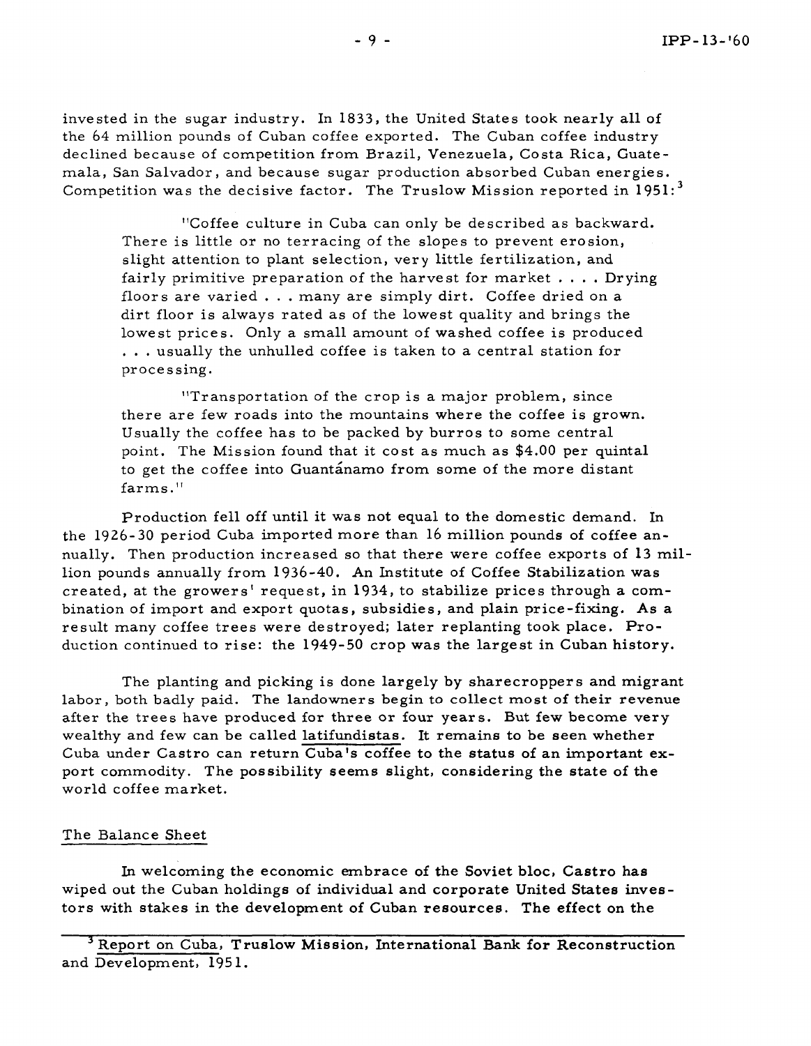invested in the sugar industry. In 1833, the United States took nearly all of the 64 million pounds of Cuban coffee exported. The Cuban coffee industry declined because of competition from Brazil, Venezuela, Costa Rica, Guatemala, San Salvador, and because sugar production absorbed Cuban energies. Competition was the decisive factor. The Truslow Mission reported in 1951:[3]

> "Coffee culture in Cuba can only be described as backward. There is little or no terracing of the slopes to prevent erosion, slight attention to plant selection, very little fertilization, and fairly primitive preparation of the harvest for market . . . . Drying floors are varied . . . many are simply dirt. Coffee dried on a dirt floor is always rated as of the lowest quality and brings the lowest prices. Only a small amount of washed coffee is produced . . . usually the unhulled coffee is taken to a central station for processing.
>
> "Transportation of the crop is a major problem, since there are few roads into the mountains where the coffee is grown. Usually the coffee has to be packed by burros to some central point. The Mission found that it cost as much as $4.00 per quintal to get the coffee into Guantánamo from some of the more distant farms."

Production fell off until it was not equal to the domestic demand. In the 1926-30 period Cuba imported more than 16 million pounds of coffee annually. Then production increased so that there were coffee exports of 13 million pounds annually from 1936-40. An Institute of Coffee Stabilization was created, at the growers' request, in 1934, to stabilize prices through a combination of import and export quotas, subsidies, and plain price-fixing. As a result many coffee trees were destroyed; later replanting took place. Production continued to rise: the 1949-50 crop was the largest in Cuban history.

The planting and picking is done largely by sharecroppers and migrant labor, both badly paid. The landowners begin to collect most of their revenue after the trees have produced for three or four years. But few become very wealthy and few can be called latifundistas. It remains to be seen whether Cuba under Castro can return Cuba's coffee to the status of an important export commodity. The possibility seems slight, considering the state of the world coffee market.

## The Balance Sheet

In welcoming the economic embrace of the Soviet bloc, Castro has wiped out the Cuban holdings of individual and corporate United States investors with stakes in the development of Cuban resources. The effect on the

---

[3] Report on Cuba, Truslow Mission, International Bank for Reconstruction and Development, 1951.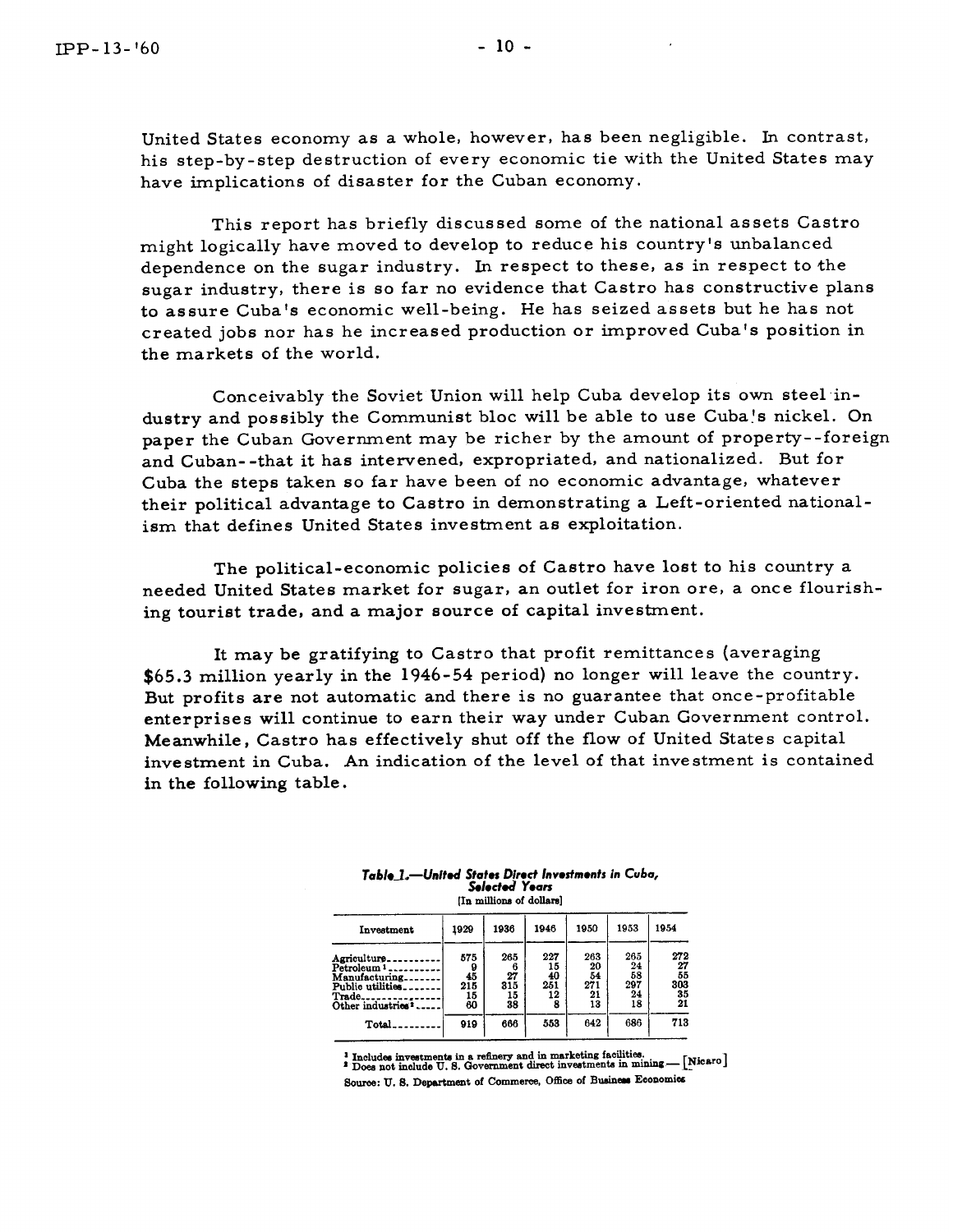United States economy as a whole, however, has been negligible. In contrast, his step-by-step destruction of every economic tie with the United States may have implications of disaster for the Cuban economy.

This report has briefly discussed some of the national assets Castro might logically have moved to develop to reduce his country's unbalanced dependence on the sugar industry. In respect to these, as in respect to the sugar industry, there is so far no evidence that Castro has constructive plans to assure Cuba's economic well-being. He has seized assets but he has not created jobs nor has he increased production or improved Cuba's position in the markets of the world.

Conceivably the Soviet Union will help Cuba develop its own steel industry and possibly the Communist bloc will be able to use Cuba's nickel. On paper the Cuban Government may be richer by the amount of property--foreign and Cuban--that it has intervened, expropriated, and nationalized. But for Cuba the steps taken so far have been of no economic advantage, whatever their political advantage to Castro in demonstrating a Left-oriented nationalism that defines United States investment as exploitation.

The political-economic policies of Castro have lost to his country a needed United States market for sugar, an outlet for iron ore, a once flourishing tourist trade, and a major source of capital investment.

It may be gratifying to Castro that profit remittances (averaging $65.3 million yearly in the 1946-54 period) no longer will leave the country. But profits are not automatic and there is no guarantee that once-profitable enterprises will continue to earn their way under Cuban Government control. Meanwhile, Castro has effectively shut off the flow of United States capital investment in Cuba. An indication of the level of that investment is contained in the following table.

***Table 1.—United States Direct Investments in Cuba, Selected Years***

[In millions of dollars]

| Investment | 1929 | 1936 | 1946 | 1950 | 1953 | 1954 |
|---|---|---|---|---|---|---|
| Agriculture | 575 | 265 | 227 | 263 | 265 | 272 |
| Petroleum [1] | 9 | 6 | 15 | 20 | 24 | 27 |
| Manufacturing | 45 | 27 | 40 | 54 | 58 | 55 |
| Public utilities | 215 | 315 | 251 | 271 | 297 | 303 |
| Trade | 15 | 15 | 12 | 21 | 24 | 35 |
| Other industries [2] | 60 | 38 | 8 | 13 | 18 | 21 |
| Total | 919 | 666 | 553 | 642 | 686 | 713 |

[1] Includes investments in a refinery and in marketing facilities.
[2] Does not include U. S. Government direct investments in mining — [Nicaro]

Source: U. S. Department of Commerce, Office of Business Economics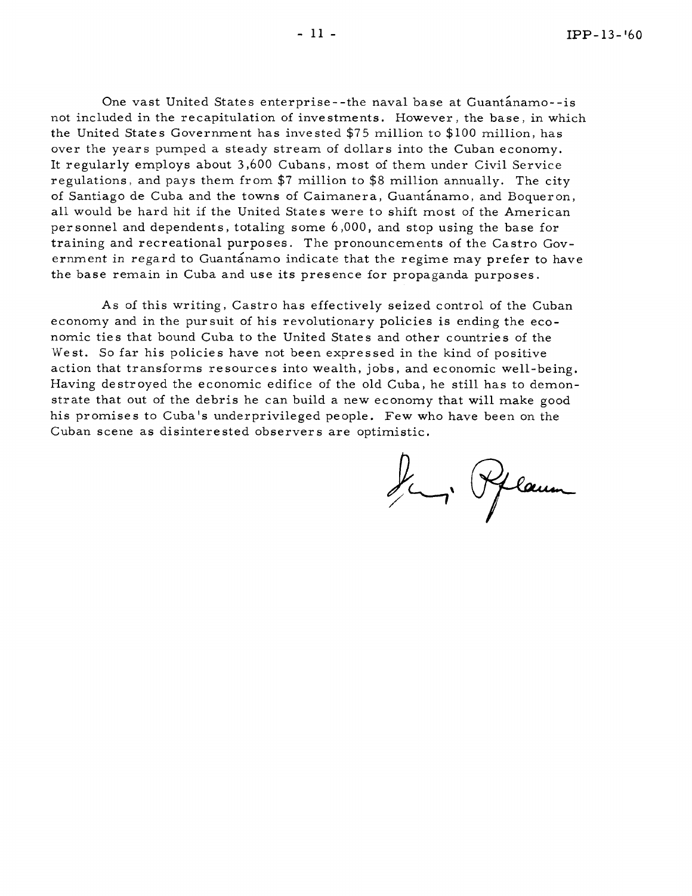One vast United States enterprise--the naval base at Guantánamo--is not included in the recapitulation of investments. However, the base, in which the United States Government has invested \$75 million to \$100 million, has over the years pumped a steady stream of dollars into the Cuban economy. It regularly employs about 3,600 Cubans, most of them under Civil Service regulations, and pays them from \$7 million to \$8 million annually. The city of Santiago de Cuba and the towns of Caimanera, Guantánamo, and Boqueron, all would be hard hit if the United States were to shift most of the American personnel and dependents, totaling some 6,000, and stop using the base for training and recreational purposes. The pronouncements of the Castro Government in regard to Guantánamo indicate that the regime may prefer to have the base remain in Cuba and use its presence for propaganda purposes.

As of this writing, Castro has effectively seized control of the Cuban economy and in the pursuit of his revolutionary policies is ending the economic ties that bound Cuba to the United States and other countries of the West. So far his policies have not been expressed in the kind of positive action that transforms resources into wealth, jobs, and economic well-being. Having destroyed the economic edifice of the old Cuba, he still has to demonstrate that out of the debris he can build a new economy that will make good his promises to Cuba's underprivileged people. Few who have been on the Cuban scene as disinterested observers are optimistic.

Irving Pflaum